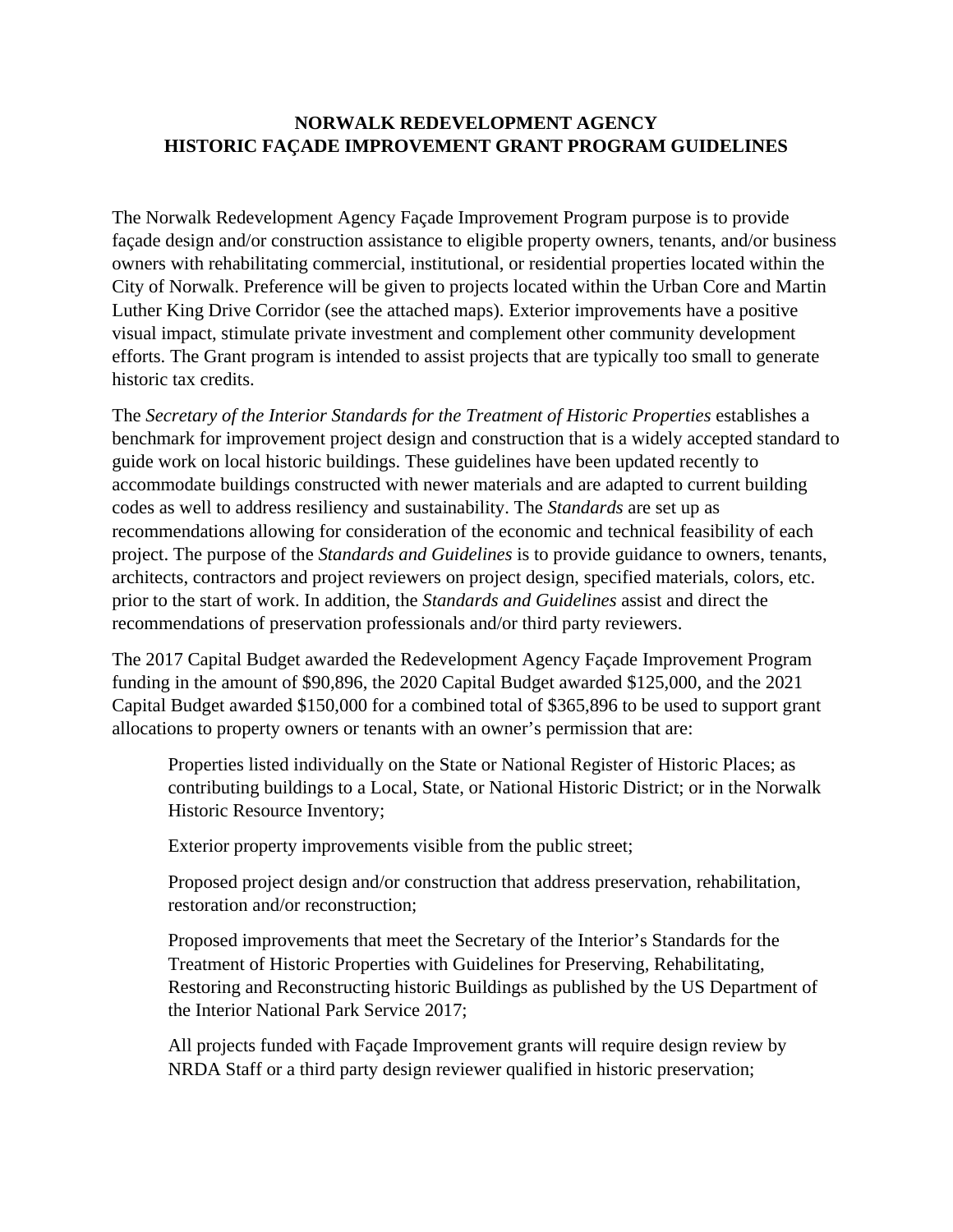# NORWALK REDEVELOPMENT AGENCY
# HISTORIC FAÇADE IMPROVEMENT GRANT PROGRAM GUIDELINES

The Norwalk Redevelopment Agency Façade Improvement Program purpose is to provide façade design and/or construction assistance to eligible property owners, tenants, and/or business owners with rehabilitating commercial, institutional, or residential properties located within the City of Norwalk. Preference will be given to projects located within the Urban Core and Martin Luther King Drive Corridor (see the attached maps). Exterior improvements have a positive visual impact, stimulate private investment and complement other community development efforts. The Grant program is intended to assist projects that are typically too small to generate historic tax credits.

The *Secretary of the Interior Standards for the Treatment of Historic Properties* establishes a benchmark for improvement project design and construction that is a widely accepted standard to guide work on local historic buildings. These guidelines have been updated recently to accommodate buildings constructed with newer materials and are adapted to current building codes as well to address resiliency and sustainability. The *Standards* are set up as recommendations allowing for consideration of the economic and technical feasibility of each project. The purpose of the *Standards and Guidelines* is to provide guidance to owners, tenants, architects, contractors and project reviewers on project design, specified materials, colors, etc. prior to the start of work. In addition, the *Standards and Guidelines* assist and direct the recommendations of preservation professionals and/or third party reviewers.

The 2017 Capital Budget awarded the Redevelopment Agency Façade Improvement Program funding in the amount of $90,896, the 2020 Capital Budget awarded $125,000, and the 2021 Capital Budget awarded $150,000 for a combined total of $365,896 to be used to support grant allocations to property owners or tenants with an owner's permission that are:

Properties listed individually on the State or National Register of Historic Places; as contributing buildings to a Local, State, or National Historic District; or in the Norwalk Historic Resource Inventory;

Exterior property improvements visible from the public street;

Proposed project design and/or construction that address preservation, rehabilitation, restoration and/or reconstruction;

Proposed improvements that meet the Secretary of the Interior's Standards for the Treatment of Historic Properties with Guidelines for Preserving, Rehabilitating, Restoring and Reconstructing historic Buildings as published by the US Department of the Interior National Park Service 2017;

All projects funded with Façade Improvement grants will require design review by NRDA Staff or a third party design reviewer qualified in historic preservation;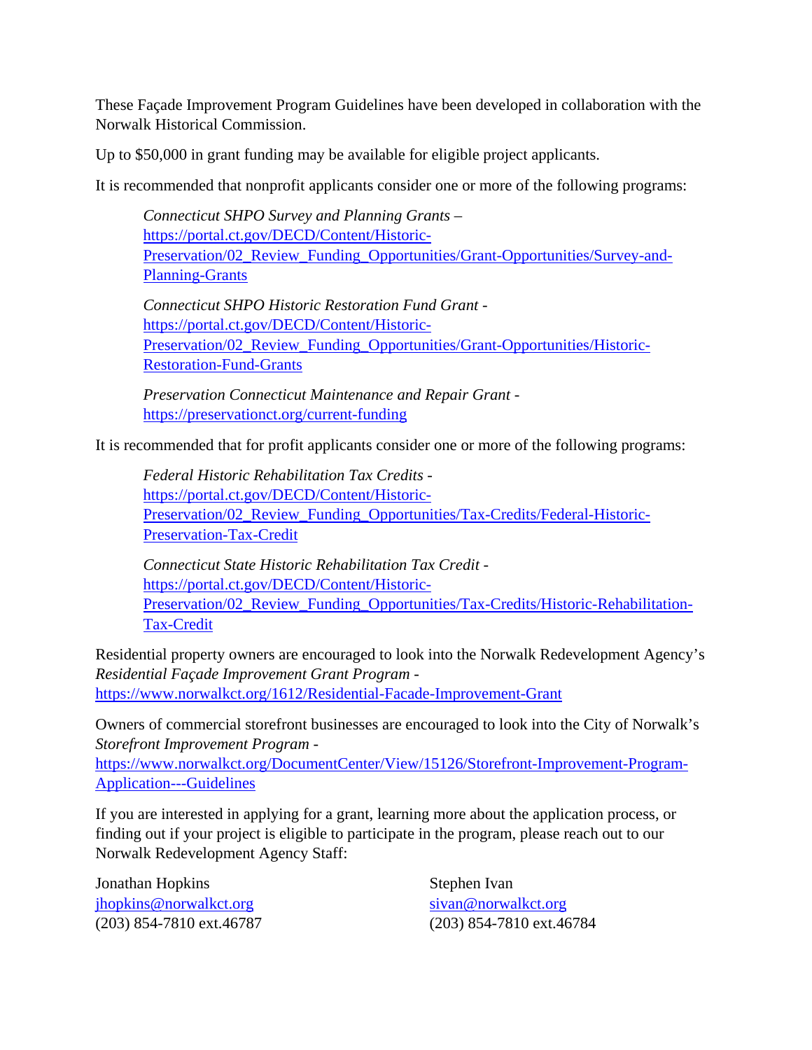These Façade Improvement Program Guidelines have been developed in collaboration with the Norwalk Historical Commission.

Up to $50,000 in grant funding may be available for eligible project applicants.

It is recommended that nonprofit applicants consider one or more of the following programs:

> *Connecticut SHPO Survey and Planning Grants* – https://portal.ct.gov/DECD/Content/Historic-Preservation/02_Review_Funding_Opportunities/Grant-Opportunities/Survey-and-Planning-Grants
>
> *Connecticut SHPO Historic Restoration Fund Grant* - https://portal.ct.gov/DECD/Content/Historic-Preservation/02_Review_Funding_Opportunities/Grant-Opportunities/Historic-Restoration-Fund-Grants
>
> *Preservation Connecticut Maintenance and Repair Grant* - https://preservationct.org/current-funding

It is recommended that for profit applicants consider one or more of the following programs:

> *Federal Historic Rehabilitation Tax Credits* - https://portal.ct.gov/DECD/Content/Historic-Preservation/02_Review_Funding_Opportunities/Tax-Credits/Federal-Historic-Preservation-Tax-Credit
>
> *Connecticut State Historic Rehabilitation Tax Credit* - https://portal.ct.gov/DECD/Content/Historic-Preservation/02_Review_Funding_Opportunities/Tax-Credits/Historic-Rehabilitation-Tax-Credit

Residential property owners are encouraged to look into the Norwalk Redevelopment Agency's *Residential Façade Improvement Grant Program* - https://www.norwalkct.org/1612/Residential-Facade-Improvement-Grant

Owners of commercial storefront businesses are encouraged to look into the City of Norwalk's *Storefront Improvement Program* - https://www.norwalkct.org/DocumentCenter/View/15126/Storefront-Improvement-Program-Application---Guidelines

If you are interested in applying for a grant, learning more about the application process, or finding out if your project is eligible to participate in the program, please reach out to our Norwalk Redevelopment Agency Staff:

Jonathan Hopkins
jhopkins@norwalkct.org
(203) 854-7810 ext.46787

Stephen Ivan
sivan@norwalkct.org
(203) 854-7810 ext.46784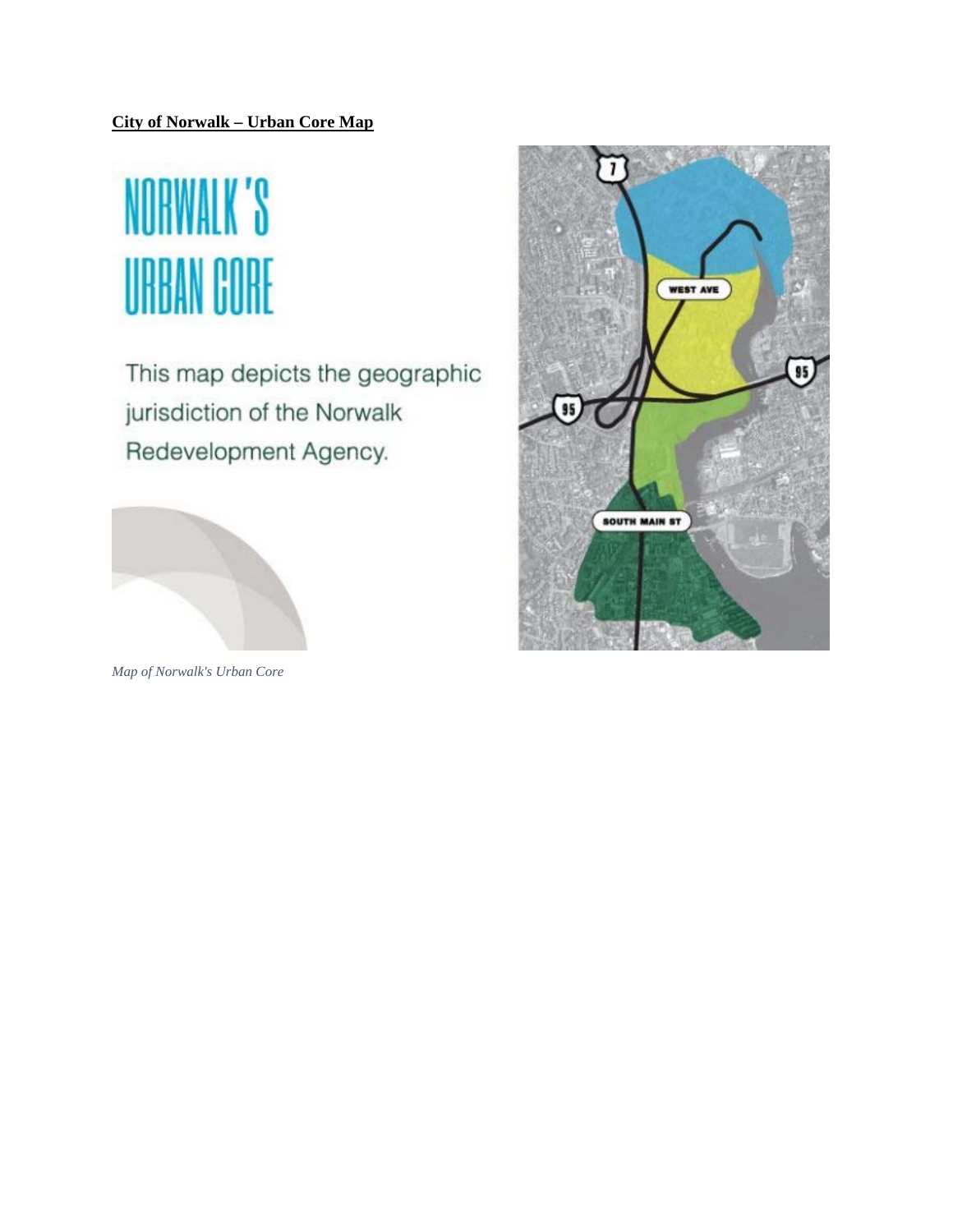**City of Norwalk – Urban Core Map**

NORWALK'S URBAN CORE

This map depicts the geographic jurisdiction of the Norwalk Redevelopment Agency.

*Map of Norwalk's Urban Core*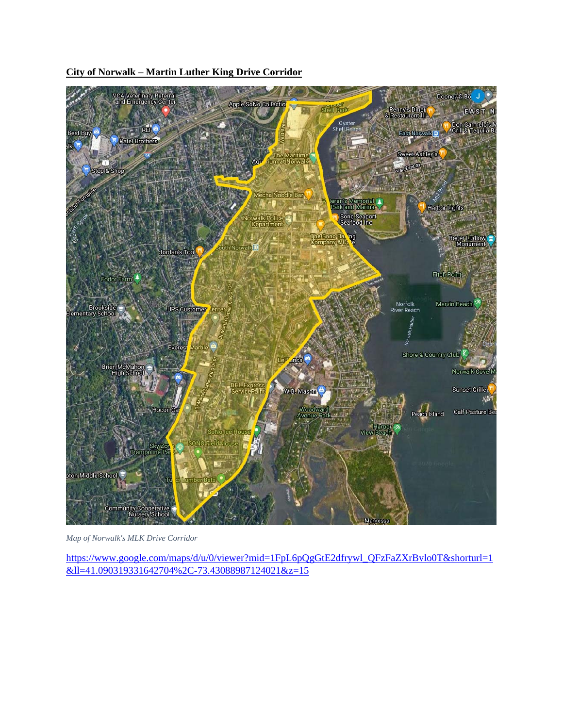**City of Norwalk – Martin Luther King Drive Corridor**

*Map of Norwalk's MLK Drive Corridor*

https://www.google.com/maps/d/u/0/viewer?mid=1FpL6pQgGtE2dfrywl_QFzFaZXrBvlo0T&shorturl=1&ll=41.090319331642704%2C-73.43088987124021&z=15